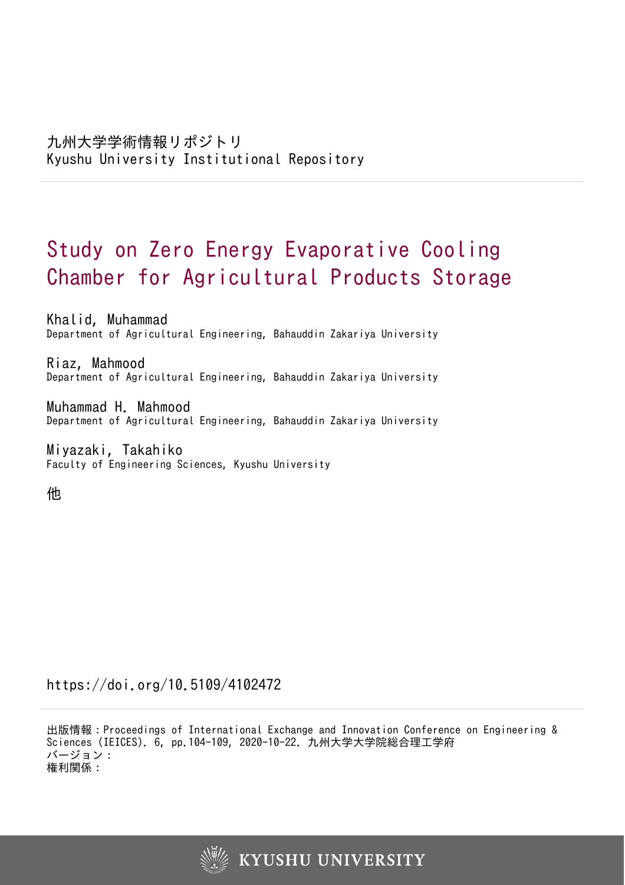九州大学学術情報リポジトリ
Kyushu University Institutional Repository

# Study on Zero Energy Evaporative Cooling Chamber for Agricultural Products Storage

Khalid, Muhammad
Department of Agricultural Engineering, Bahauddin Zakariya University

Riaz, Mahmood
Department of Agricultural Engineering, Bahauddin Zakariya University

Muhammad H. Mahmood
Department of Agricultural Engineering, Bahauddin Zakariya University

Miyazaki, Takahiko
Faculty of Engineering Sciences, Kyushu University

他

https://doi.org/10.5109/4102472

出版情報：Proceedings of International Exchange and Innovation Conference on Engineering & Sciences (IEICES). 6, pp.104-109, 2020-10-22. 九州大学大学院総合理工学府
バージョン：
権利関係：

KYUSHU UNIVERSITY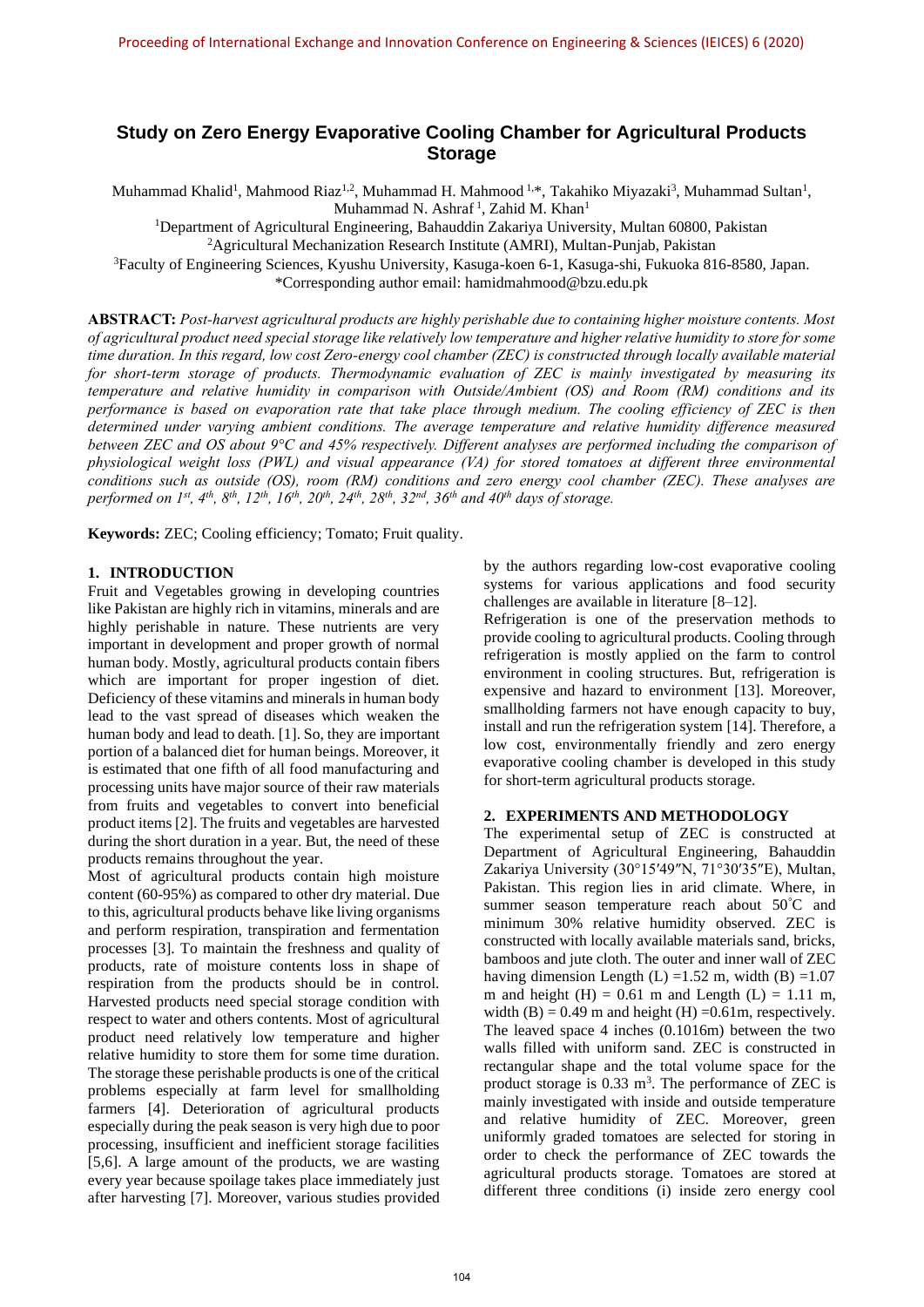# Study on Zero Energy Evaporative Cooling Chamber for Agricultural Products Storage

Muhammad Khalid[1], Mahmood Riaz[1,2], Muhammad H. Mahmood [1,]*, Takahiko Miyazaki[3], Muhammad Sultan[1], Muhammad N. Ashraf [1], Zahid M. Khan[1]

[1]Department of Agricultural Engineering, Bahauddin Zakariya University, Multan 60800, Pakistan
[2]Agricultural Mechanization Research Institute (AMRI), Multan-Punjab, Pakistan
[3]Faculty of Engineering Sciences, Kyushu University, Kasuga-koen 6-1, Kasuga-shi, Fukuoka 816-8580, Japan.
*Corresponding author email: hamidmahmood@bzu.edu.pk

**ABSTRACT:** *Post-harvest agricultural products are highly perishable due to containing higher moisture contents. Most of agricultural product need special storage like relatively low temperature and higher relative humidity to store for some time duration. In this regard, low cost Zero-energy cool chamber (ZEC) is constructed through locally available material for short-term storage of products. Thermodynamic evaluation of ZEC is mainly investigated by measuring its temperature and relative humidity in comparison with Outside/Ambient (OS) and Room (RM) conditions and its performance is based on evaporation rate that take place through medium. The cooling efficiency of ZEC is then determined under varying ambient conditions. The average temperature and relative humidity difference measured between ZEC and OS about 9°C and 45% respectively. Different analyses are performed including the comparison of physiological weight loss (PWL) and visual appearance (VA) for stored tomatoes at different three environmental conditions such as outside (OS), room (RM) conditions and zero energy cool chamber (ZEC). These analyses are performed on 1st, 4th, 8th, 12th, 16th, 20th, 24th, 28th, 32nd, 36th and 40th days of storage.*

**Keywords:** ZEC; Cooling efficiency; Tomato; Fruit quality.

## 1. INTRODUCTION

Fruit and Vegetables growing in developing countries like Pakistan are highly rich in vitamins, minerals and are highly perishable in nature. These nutrients are very important in development and proper growth of normal human body. Mostly, agricultural products contain fibers which are important for proper ingestion of diet. Deficiency of these vitamins and minerals in human body lead to the vast spread of diseases which weaken the human body and lead to death. [1]. So, they are important portion of a balanced diet for human beings. Moreover, it is estimated that one fifth of all food manufacturing and processing units have major source of their raw materials from fruits and vegetables to convert into beneficial product items [2]. The fruits and vegetables are harvested during the short duration in a year. But, the need of these products remains throughout the year.

Most of agricultural products contain high moisture content (60-95%) as compared to other dry material. Due to this, agricultural products behave like living organisms and perform respiration, transpiration and fermentation processes [3]. To maintain the freshness and quality of products, rate of moisture contents loss in shape of respiration from the products should be in control. Harvested products need special storage condition with respect to water and others contents. Most of agricultural product need relatively low temperature and higher relative humidity to store them for some time duration. The storage these perishable products is one of the critical problems especially at farm level for smallholding farmers [4]. Deterioration of agricultural products especially during the peak season is very high due to poor processing, insufficient and inefficient storage facilities [5,6]. A large amount of the products, we are wasting every year because spoilage takes place immediately just after harvesting [7]. Moreover, various studies provided by the authors regarding low-cost evaporative cooling systems for various applications and food security challenges are available in literature [8–12].

Refrigeration is one of the preservation methods to provide cooling to agricultural products. Cooling through refrigeration is mostly applied on the farm to control environment in cooling structures. But, refrigeration is expensive and hazard to environment [13]. Moreover, smallholding farmers not have enough capacity to buy, install and run the refrigeration system [14]. Therefore, a low cost, environmentally friendly and zero energy evaporative cooling chamber is developed in this study for short-term agricultural products storage.

## 2. EXPERIMENTS AND METHODOLOGY

The experimental setup of ZEC is constructed at Department of Agricultural Engineering, Bahauddin Zakariya University (30°15′49″N, 71°30′35″E), Multan, Pakistan. This region lies in arid climate. Where, in summer season temperature reach about 50˚C and minimum 30% relative humidity observed. ZEC is constructed with locally available materials sand, bricks, bamboos and jute cloth. The outer and inner wall of ZEC having dimension Length (L) =1.52 m, width (B) =1.07 m and height (H) = 0.61 m and Length (L) = 1.11 m, width (B) = 0.49 m and height (H) =0.61m, respectively. The leaved space 4 inches (0.1016m) between the two walls filled with uniform sand. ZEC is constructed in rectangular shape and the total volume space for the product storage is 0.33 m$^3$. The performance of ZEC is mainly investigated with inside and outside temperature and relative humidity of ZEC. Moreover, green uniformly graded tomatoes are selected for storing in order to check the performance of ZEC towards the agricultural products storage. Tomatoes are stored at different three conditions (i) inside zero energy cool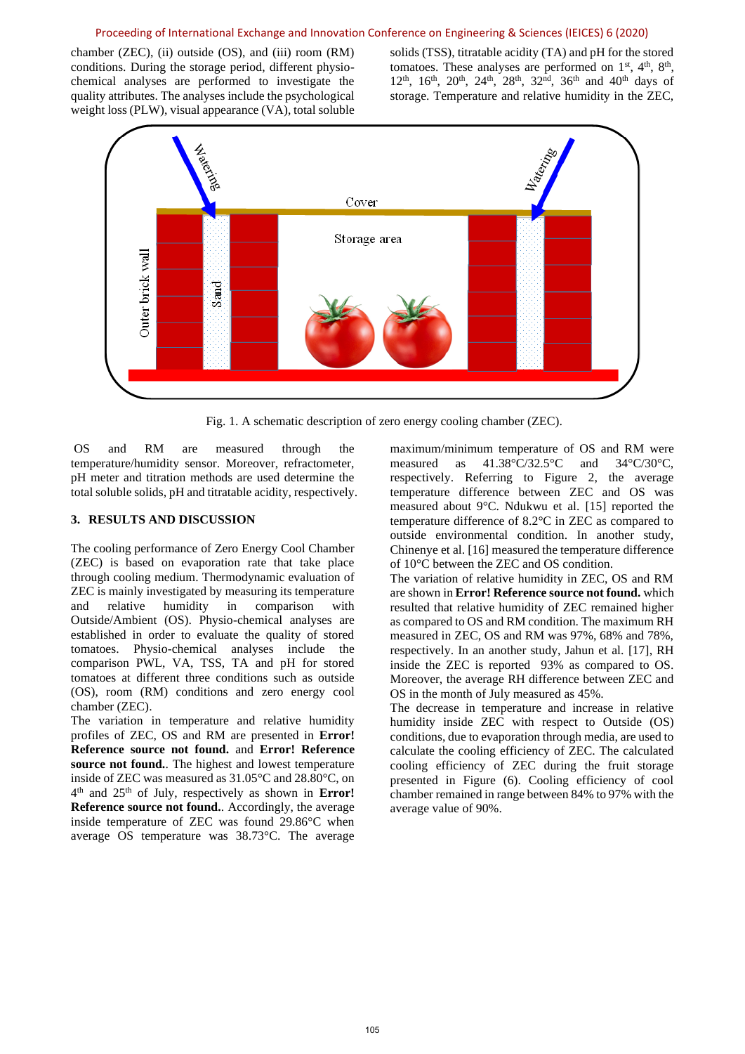chamber (ZEC), (ii) outside (OS), and (iii) room (RM) conditions. During the storage period, different physio-chemical analyses are performed to investigate the quality attributes. The analyses include the psychological weight loss (PLW), visual appearance (VA), total soluble solids (TSS), titratable acidity (TA) and pH for the stored tomatoes. These analyses are performed on 1st, 4th, 8th, 12th, 16th, 20th, 24th, 28th, 32nd, 36th and 40th days of storage. Temperature and relative humidity in the ZEC,

Fig. 1. A schematic description of zero energy cooling chamber (ZEC).

OS and RM are measured through the temperature/humidity sensor. Moreover, refractometer, pH meter and titration methods are used determine the total soluble solids, pH and titratable acidity, respectively.

## 3. RESULTS AND DISCUSSION

The cooling performance of Zero Energy Cool Chamber (ZEC) is based on evaporation rate that take place through cooling medium. Thermodynamic evaluation of ZEC is mainly investigated by measuring its temperature and relative humidity in comparison with Outside/Ambient (OS). Physio-chemical analyses are established in order to evaluate the quality of stored tomatoes. Physio-chemical analyses include the comparison PWL, VA, TSS, TA and pH for stored tomatoes at different three conditions such as outside (OS), room (RM) conditions and zero energy cool chamber (ZEC).

The variation in temperature and relative humidity profiles of ZEC, OS and RM are presented in **Error! Reference source not found.** and **Error! Reference source not found.**. The highest and lowest temperature inside of ZEC was measured as 31.05°C and 28.80°C, on 4th and 25th of July, respectively as shown in **Error! Reference source not found.**. Accordingly, the average inside temperature of ZEC was found 29.86°C when average OS temperature was 38.73°C. The average maximum/minimum temperature of OS and RM were measured as 41.38°C/32.5°C and 34°C/30°C, respectively. Referring to Figure 2, the average temperature difference between ZEC and OS was measured about 9°C. Ndukwu et al. [15] reported the temperature difference of 8.2°C in ZEC as compared to outside environmental condition. In another study, Chinenye et al. [16] measured the temperature difference of 10°C between the ZEC and OS condition.

The variation of relative humidity in ZEC, OS and RM are shown in **Error! Reference source not found.** which resulted that relative humidity of ZEC remained higher as compared to OS and RM condition. The maximum RH measured in ZEC, OS and RM was 97%, 68% and 78%, respectively. In an another study, Jahun et al. [17], RH inside the ZEC is reported 93% as compared to OS. Moreover, the average RH difference between ZEC and OS in the month of July measured as 45%.

The decrease in temperature and increase in relative humidity inside ZEC with respect to Outside (OS) conditions, due to evaporation through media, are used to calculate the cooling efficiency of ZEC. The calculated cooling efficiency of ZEC during the fruit storage presented in Figure (6). Cooling efficiency of cool chamber remained in range between 84% to 97% with the average value of 90%.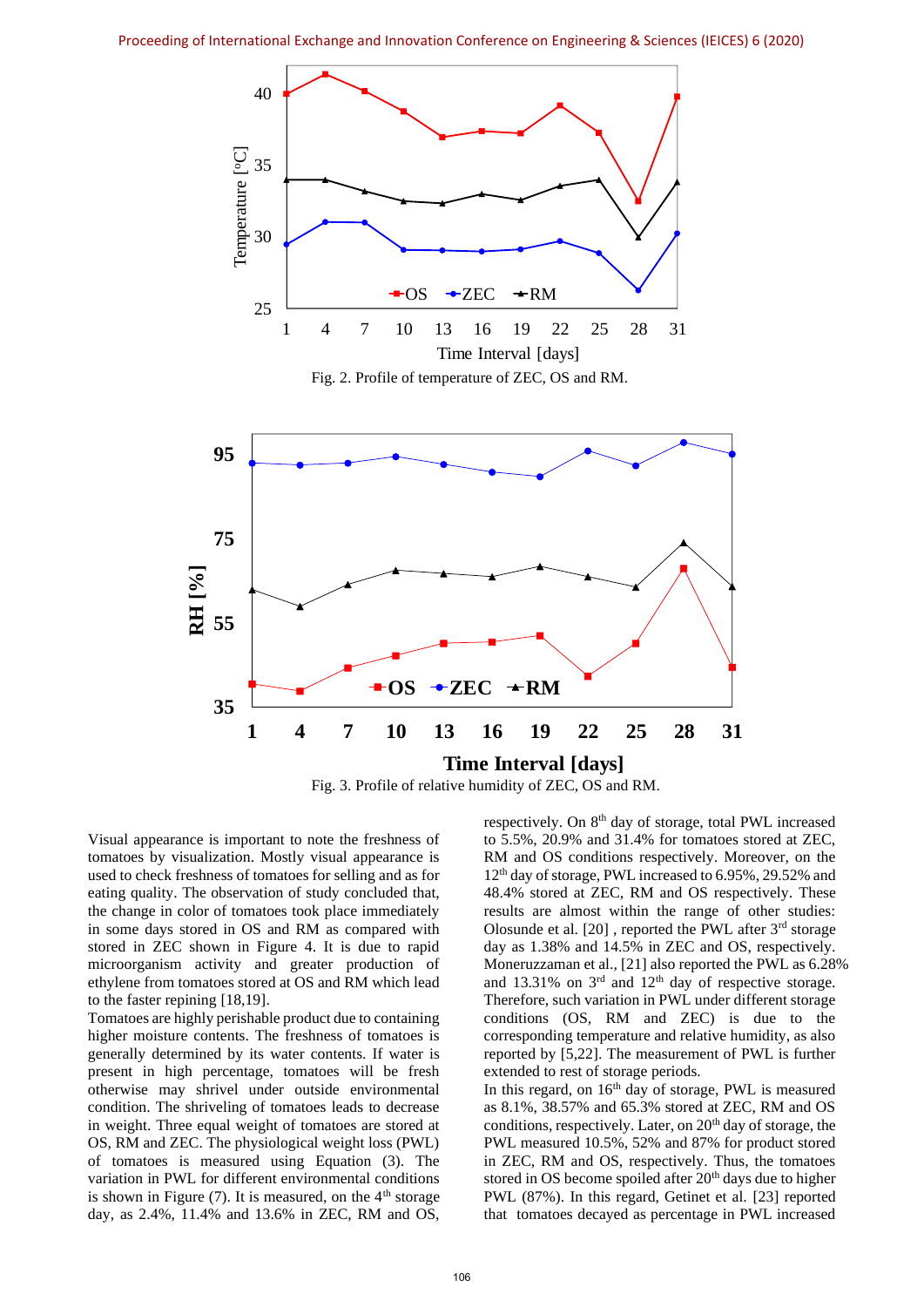Fig. 2. Profile of temperature of ZEC, OS and RM.

Fig. 3. Profile of relative humidity of ZEC, OS and RM.

Visual appearance is important to note the freshness of tomatoes by visualization. Mostly visual appearance is used to check freshness of tomatoes for selling and as for eating quality. The observation of study concluded that, the change in color of tomatoes took place immediately in some days stored in OS and RM as compared with stored in ZEC shown in Figure 4. It is due to rapid microorganism activity and greater production of ethylene from tomatoes stored at OS and RM which lead to the faster repining [18,19].

Tomatoes are highly perishable product due to containing higher moisture contents. The freshness of tomatoes is generally determined by its water contents. If water is present in high percentage, tomatoes will be fresh otherwise may shrivel under outside environmental condition. The shriveling of tomatoes leads to decrease in weight. Three equal weight of tomatoes are stored at OS, RM and ZEC. The physiological weight loss (PWL) of tomatoes is measured using Equation (3). The variation in PWL for different environmental conditions is shown in Figure (7). It is measured, on the 4th storage day, as 2.4%, 11.4% and 13.6% in ZEC, RM and OS, respectively. On 8th day of storage, total PWL increased to 5.5%, 20.9% and 31.4% for tomatoes stored at ZEC, RM and OS conditions respectively. Moreover, on the 12th day of storage, PWL increased to 6.95%, 29.52% and 48.4% stored at ZEC, RM and OS respectively. These results are almost within the range of other studies: Olosunde et al. [20] , reported the PWL after 3rd storage day as 1.38% and 14.5% in ZEC and OS, respectively. Moneruzzaman et al., [21] also reported the PWL as 6.28% and 13.31% on 3rd and 12th day of respective storage. Therefore, such variation in PWL under different storage conditions (OS, RM and ZEC) is due to the corresponding temperature and relative humidity, as also reported by [5,22]. The measurement of PWL is further extended to rest of storage periods.

In this regard, on 16th day of storage, PWL is measured as 8.1%, 38.57% and 65.3% stored at ZEC, RM and OS conditions, respectively. Later, on 20th day of storage, the PWL measured 10.5%, 52% and 87% for product stored in ZEC, RM and OS, respectively. Thus, the tomatoes stored in OS become spoiled after 20th days due to higher PWL (87%). In this regard, Getinet et al. [23] reported that tomatoes decayed as percentage in PWL increased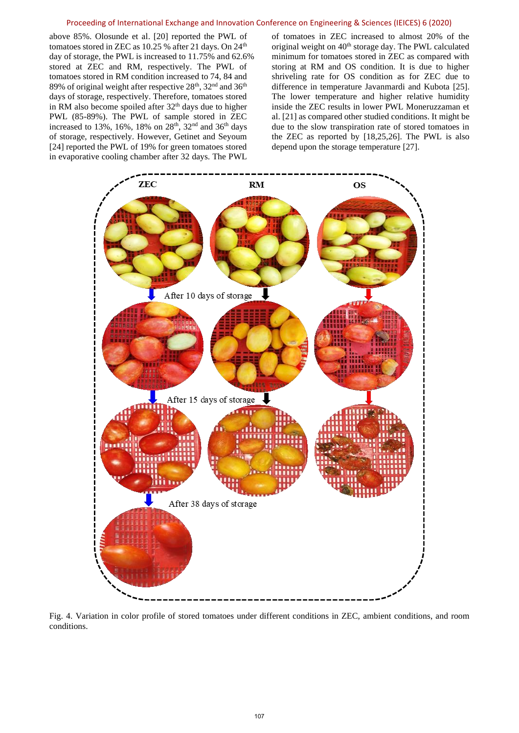above 85%. Olosunde et al. [20] reported the PWL of tomatoes stored in ZEC as 10.25 % after 21 days. On 24th day of storage, the PWL is increased to 11.75% and 62.6% stored at ZEC and RM, respectively. The PWL of tomatoes stored in RM condition increased to 74, 84 and 89% of original weight after respective 28th, 32nd and 36th days of storage, respectively. Therefore, tomatoes stored in RM also become spoiled after 32th days due to higher PWL (85-89%). The PWL of sample stored in ZEC increased to 13%, 16%, 18% on 28th, 32nd and 36th days of storage, respectively. However, Getinet and Seyoum [24] reported the PWL of 19% for green tomatoes stored in evaporative cooling chamber after 32 days. The PWL of tomatoes in ZEC increased to almost 20% of the original weight on 40th storage day. The PWL calculated minimum for tomatoes stored in ZEC as compared with storing at RM and OS condition. It is due to higher shriveling rate for OS condition as for ZEC due to difference in temperature Javanmardi and Kubota [25]. The lower temperature and higher relative humidity inside the ZEC results in lower PWL Moneruzzaman et al. [21] as compared other studied conditions. It might be due to the slow transpiration rate of stored tomatoes in the ZEC as reported by [18,25,26]. The PWL is also depend upon the storage temperature [27].

Fig. 4. Variation in color profile of stored tomatoes under different conditions in ZEC, ambient conditions, and room conditions.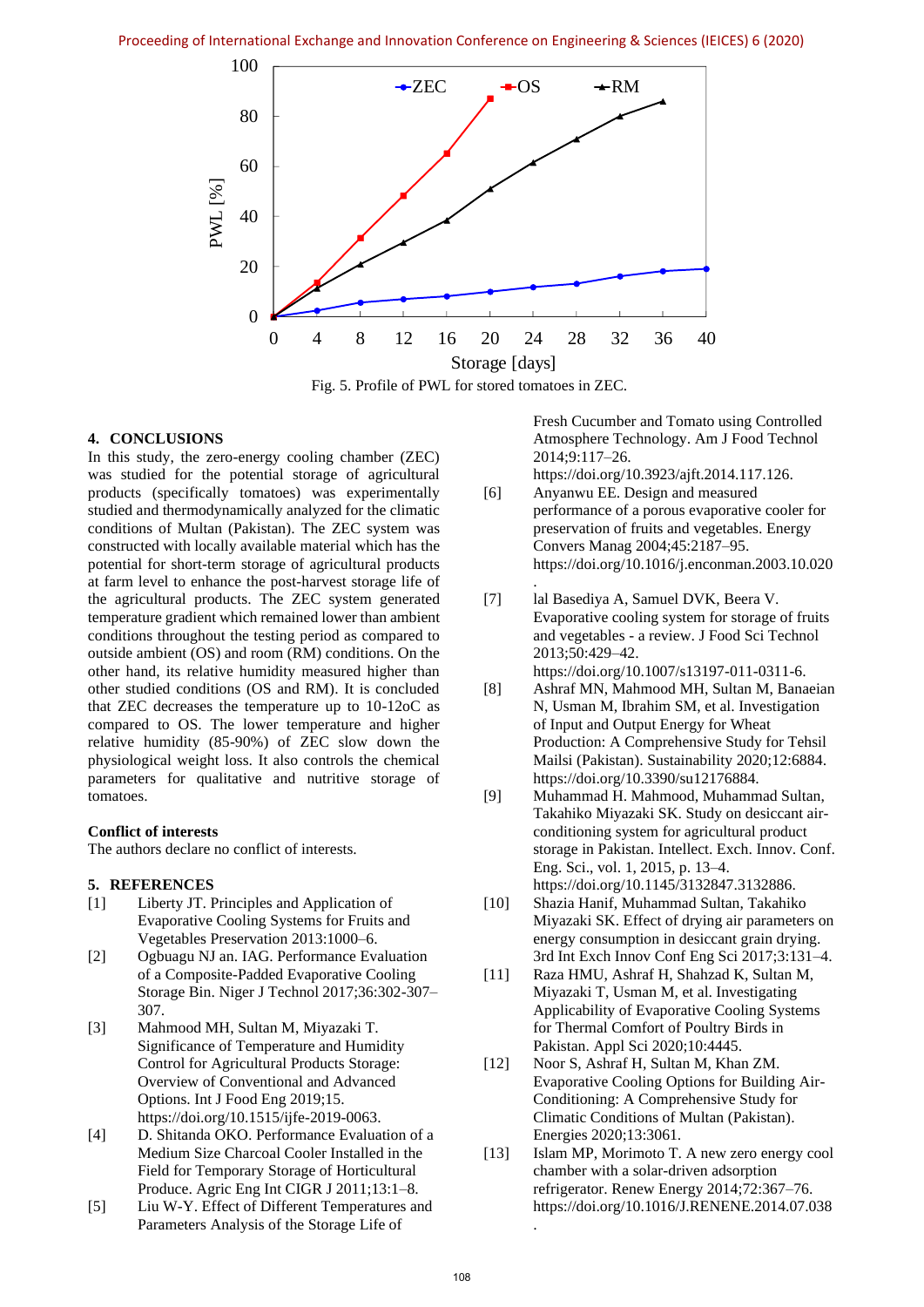Fig. 5. Profile of PWL for stored tomatoes in ZEC.

## 4. CONCLUSIONS

In this study, the zero-energy cooling chamber (ZEC) was studied for the potential storage of agricultural products (specifically tomatoes) was experimentally studied and thermodynamically analyzed for the climatic conditions of Multan (Pakistan). The ZEC system was constructed with locally available material which has the potential for short-term storage of agricultural products at farm level to enhance the post-harvest storage life of the agricultural products. The ZEC system generated temperature gradient which remained lower than ambient conditions throughout the testing period as compared to outside ambient (OS) and room (RM) conditions. On the other hand, its relative humidity measured higher than other studied conditions (OS and RM). It is concluded that ZEC decreases the temperature up to 10-12oC as compared to OS. The lower temperature and higher relative humidity (85-90%) of ZEC slow down the physiological weight loss. It also controls the chemical parameters for qualitative and nutritive storage of tomatoes.

### Conflict of interests

The authors declare no conflict of interests.

## 5. REFERENCES

[1] Liberty JT. Principles and Application of Evaporative Cooling Systems for Fruits and Vegetables Preservation 2013:1000–6.

[2] Ogbuagu NJ an. IAG. Performance Evaluation of a Composite-Padded Evaporative Cooling Storage Bin. Niger J Technol 2017;36:302-307–307.

[3] Mahmood MH, Sultan M, Miyazaki T. Significance of Temperature and Humidity Control for Agricultural Products Storage: Overview of Conventional and Advanced Options. Int J Food Eng 2019;15. https://doi.org/10.1515/ijfe-2019-0063.

[4] D. Shitanda OKO. Performance Evaluation of a Medium Size Charcoal Cooler Installed in the Field for Temporary Storage of Horticultural Produce. Agric Eng Int CIGR J 2011;13:1–8.

[5] Liu W-Y. Effect of Different Temperatures and Parameters Analysis of the Storage Life of Fresh Cucumber and Tomato using Controlled Atmosphere Technology. Am J Food Technol 2014;9:117–26. https://doi.org/10.3923/ajft.2014.117.126.

[6] Anyanwu EE. Design and measured performance of a porous evaporative cooler for preservation of fruits and vegetables. Energy Convers Manag 2004;45:2187–95. https://doi.org/10.1016/j.enconman.2003.10.020.

[7] lal Basediya A, Samuel DVK, Beera V. Evaporative cooling system for storage of fruits and vegetables - a review. J Food Sci Technol 2013;50:429–42. https://doi.org/10.1007/s13197-011-0311-6.

[8] Ashraf MN, Mahmood MH, Sultan M, Banaeian N, Usman M, Ibrahim SM, et al. Investigation of Input and Output Energy for Wheat Production: A Comprehensive Study for Tehsil Mailsi (Pakistan). Sustainability 2020;12:6884. https://doi.org/10.3390/su12176884.

[9] Muhammad H. Mahmood, Muhammad Sultan, Takahiko Miyazaki SK. Study on desiccant air-conditioning system for agricultural product storage in Pakistan. Intellect. Exch. Innov. Conf. Eng. Sci., vol. 1, 2015, p. 13–4. https://doi.org/10.1145/3132847.3132886.

[10] Shazia Hanif, Muhammad Sultan, Takahiko Miyazaki SK. Effect of drying air parameters on energy consumption in desiccant grain drying. 3rd Int Exch Innov Conf Eng Sci 2017;3:131–4.

[11] Raza HMU, Ashraf H, Shahzad K, Sultan M, Miyazaki T, Usman M, et al. Investigating Applicability of Evaporative Cooling Systems for Thermal Comfort of Poultry Birds in Pakistan. Appl Sci 2020;10:4445.

[12] Noor S, Ashraf H, Sultan M, Khan ZM. Evaporative Cooling Options for Building Air-Conditioning: A Comprehensive Study for Climatic Conditions of Multan (Pakistan). Energies 2020;13:3061.

[13] Islam MP, Morimoto T. A new zero energy cool chamber with a solar-driven adsorption refrigerator. Renew Energy 2014;72:367–76. https://doi.org/10.1016/J.RENENE.2014.07.038.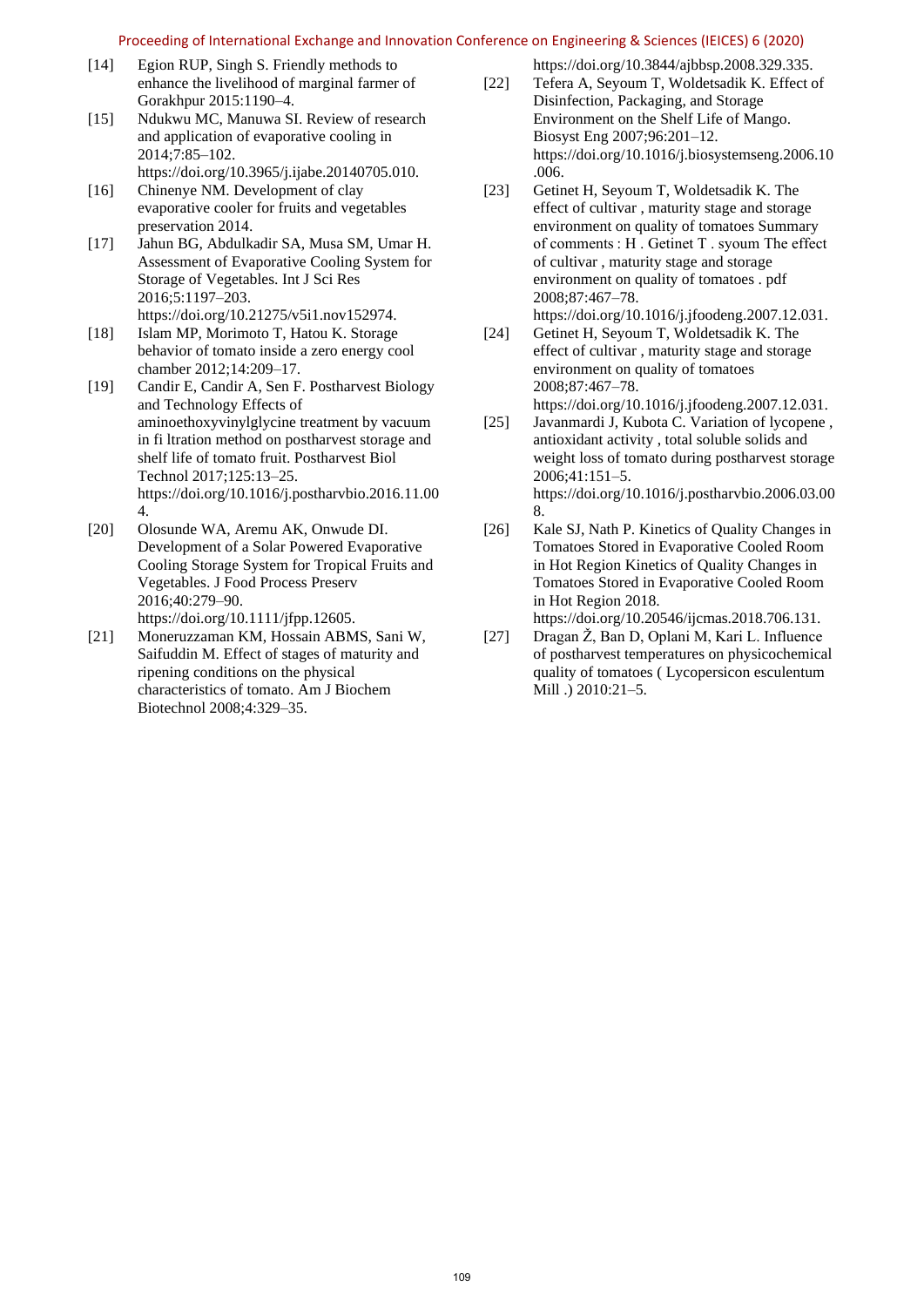[14] Egion RUP, Singh S. Friendly methods to enhance the livelihood of marginal farmer of Gorakhpur 2015:1190–4.

[15] Ndukwu MC, Manuwa SI. Review of research and application of evaporative cooling in 2014;7:85–102. https://doi.org/10.3965/j.ijabe.20140705.010.

[16] Chinenye NM. Development of clay evaporative cooler for fruits and vegetables preservation 2014.

[17] Jahun BG, Abdulkadir SA, Musa SM, Umar H. Assessment of Evaporative Cooling System for Storage of Vegetables. Int J Sci Res 2016;5:1197–203. https://doi.org/10.21275/v5i1.nov152974.

[18] Islam MP, Morimoto T, Hatou K. Storage behavior of tomato inside a zero energy cool chamber 2012;14:209–17.

[19] Candir E, Candir A, Sen F. Postharvest Biology and Technology Effects of aminoethoxyvinylglycine treatment by vacuum in fi ltration method on postharvest storage and shelf life of tomato fruit. Postharvest Biol Technol 2017;125:13–25. https://doi.org/10.1016/j.postharvbio.2016.11.004.

[20] Olosunde WA, Aremu AK, Onwude DI. Development of a Solar Powered Evaporative Cooling Storage System for Tropical Fruits and Vegetables. J Food Process Preserv 2016;40:279–90. https://doi.org/10.1111/jfpp.12605.

[21] Moneruzzaman KM, Hossain ABMS, Sani W, Saifuddin M. Effect of stages of maturity and ripening conditions on the physical characteristics of tomato. Am J Biochem Biotechnol 2008;4:329–35. https://doi.org/10.3844/ajbbsp.2008.329.335.

[22] Tefera A, Seyoum T, Woldetsadik K. Effect of Disinfection, Packaging, and Storage Environment on the Shelf Life of Mango. Biosyst Eng 2007;96:201–12. https://doi.org/10.1016/j.biosystemseng.2006.10.006.

[23] Getinet H, Seyoum T, Woldetsadik K. The effect of cultivar , maturity stage and storage environment on quality of tomatoes Summary of comments : H . Getinet T . syoum The effect of cultivar , maturity stage and storage environment on quality of tomatoes . pdf 2008;87:467–78. https://doi.org/10.1016/j.jfoodeng.2007.12.031.

[24] Getinet H, Seyoum T, Woldetsadik K. The effect of cultivar , maturity stage and storage environment on quality of tomatoes 2008;87:467–78. https://doi.org/10.1016/j.jfoodeng.2007.12.031.

[25] Javanmardi J, Kubota C. Variation of lycopene , antioxidant activity , total soluble solids and weight loss of tomato during postharvest storage 2006;41:151–5. https://doi.org/10.1016/j.postharvbio.2006.03.008.

[26] Kale SJ, Nath P. Kinetics of Quality Changes in Tomatoes Stored in Evaporative Cooled Room in Hot Region Kinetics of Quality Changes in Tomatoes Stored in Evaporative Cooled Room in Hot Region 2018. https://doi.org/10.20546/ijcmas.2018.706.131.

[27] Dragan Ž, Ban D, Oplani M, Kari L. Influence of postharvest temperatures on physicochemical quality of tomatoes ( Lycopersicon esculentum Mill .) 2010:21–5.